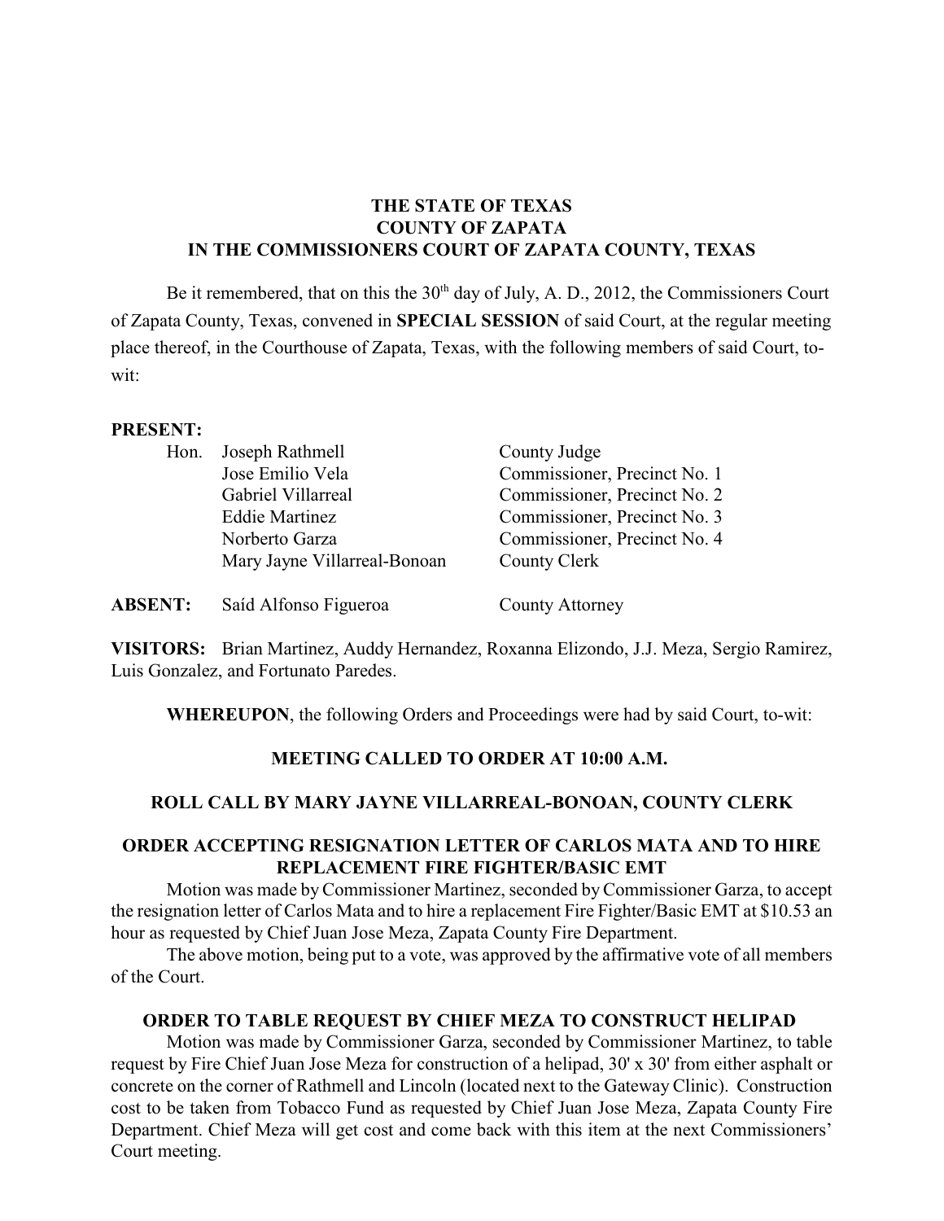**THE STATE OF TEXAS**
**COUNTY OF ZAPATA**
**IN THE COMMISSIONERS COURT OF ZAPATA COUNTY, TEXAS**

Be it remembered, that on this the 30th day of July, A. D., 2012, the Commissioners Court of Zapata County, Texas, convened in **SPECIAL SESSION** of said Court, at the regular meeting place thereof, in the Courthouse of Zapata, Texas, with the following members of said Court, to-wit:

**PRESENT:**

| | | |
|---|---|---|
| Hon. | Joseph Rathmell | County Judge |
| | Jose Emilio Vela | Commissioner, Precinct No. 1 |
| | Gabriel Villarreal | Commissioner, Precinct No. 2 |
| | Eddie Martinez | Commissioner, Precinct No. 3 |
| | Norberto Garza | Commissioner, Precinct No. 4 |
| | Mary Jayne Villarreal-Bonoan | County Clerk |

**ABSENT:** Saíd Alfonso Figueroa County Attorney

**VISITORS:** Brian Martinez, Auddy Hernandez, Roxanna Elizondo, J.J. Meza, Sergio Ramirez, Luis Gonzalez, and Fortunato Paredes.

**WHEREUPON**, the following Orders and Proceedings were had by said Court, to-wit:

**MEETING CALLED TO ORDER AT 10:00 A.M.**

**ROLL CALL BY MARY JAYNE VILLARREAL-BONOAN, COUNTY CLERK**

**ORDER ACCEPTING RESIGNATION LETTER OF CARLOS MATA AND TO HIRE REPLACEMENT FIRE FIGHTER/BASIC EMT**

Motion was made by Commissioner Martinez, seconded by Commissioner Garza, to accept the resignation letter of Carlos Mata and to hire a replacement Fire Fighter/Basic EMT at $10.53 an hour as requested by Chief Juan Jose Meza, Zapata County Fire Department.

The above motion, being put to a vote, was approved by the affirmative vote of all members of the Court.

**ORDER TO TABLE REQUEST BY CHIEF MEZA TO CONSTRUCT HELIPAD**

Motion was made by Commissioner Garza, seconded by Commissioner Martinez, to table request by Fire Chief Juan Jose Meza for construction of a helipad, 30' x 30' from either asphalt or concrete on the corner of Rathmell and Lincoln (located next to the Gateway Clinic). Construction cost to be taken from Tobacco Fund as requested by Chief Juan Jose Meza, Zapata County Fire Department. Chief Meza will get cost and come back with this item at the next Commissioners' Court meeting.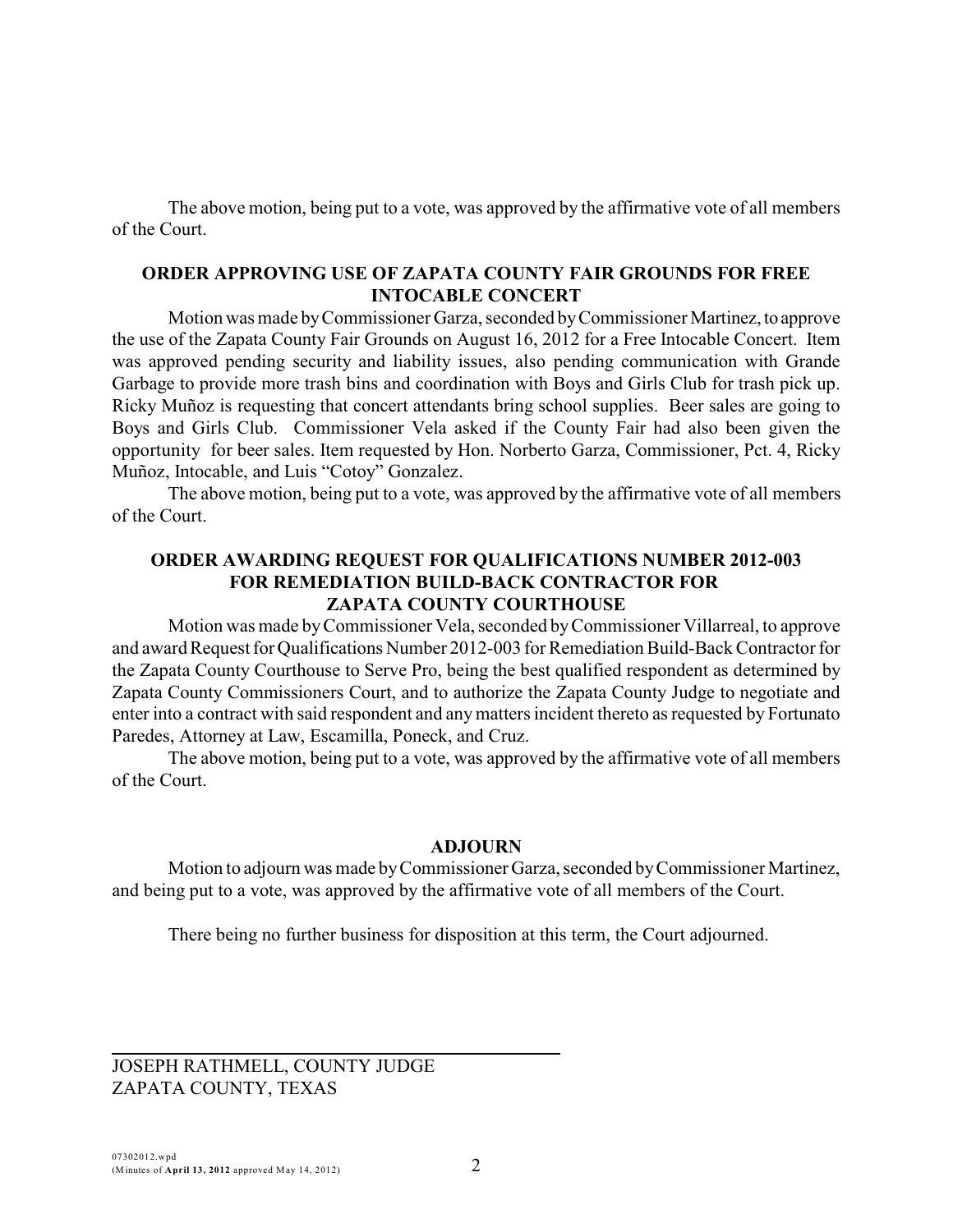The above motion, being put to a vote, was approved by the affirmative vote of all members of the Court.

**ORDER APPROVING USE OF ZAPATA COUNTY FAIR GROUNDS FOR FREE INTOCABLE CONCERT**

Motion was made by Commissioner Garza, seconded by Commissioner Martinez, to approve the use of the Zapata County Fair Grounds on August 16, 2012 for a Free Intocable Concert. Item was approved pending security and liability issues, also pending communication with Grande Garbage to provide more trash bins and coordination with Boys and Girls Club for trash pick up. Ricky Muñoz is requesting that concert attendants bring school supplies. Beer sales are going to Boys and Girls Club. Commissioner Vela asked if the County Fair had also been given the opportunity for beer sales. Item requested by Hon. Norberto Garza, Commissioner, Pct. 4, Ricky Muñoz, Intocable, and Luis "Cotoy" Gonzalez.

The above motion, being put to a vote, was approved by the affirmative vote of all members of the Court.

**ORDER AWARDING REQUEST FOR QUALIFICATIONS NUMBER 2012-003 FOR REMEDIATION BUILD-BACK CONTRACTOR FOR ZAPATA COUNTY COURTHOUSE**

Motion was made by Commissioner Vela, seconded by Commissioner Villarreal, to approve and award Request for Qualifications Number 2012-003 for Remediation Build-Back Contractor for the Zapata County Courthouse to Serve Pro, being the best qualified respondent as determined by Zapata County Commissioners Court, and to authorize the Zapata County Judge to negotiate and enter into a contract with said respondent and any matters incident thereto as requested by Fortunato Paredes, Attorney at Law, Escamilla, Poneck, and Cruz.

The above motion, being put to a vote, was approved by the affirmative vote of all members of the Court.

**ADJOURN**

Motion to adjourn was made by Commissioner Garza, seconded by Commissioner Martinez, and being put to a vote, was approved by the affirmative vote of all members of the Court.

There being no further business for disposition at this term, the Court adjourned.

JOSEPH RATHMELL, COUNTY JUDGE
ZAPATA COUNTY, TEXAS

07302012.wpd
(Minutes of **April 13, 2012** approved May 14, 2012)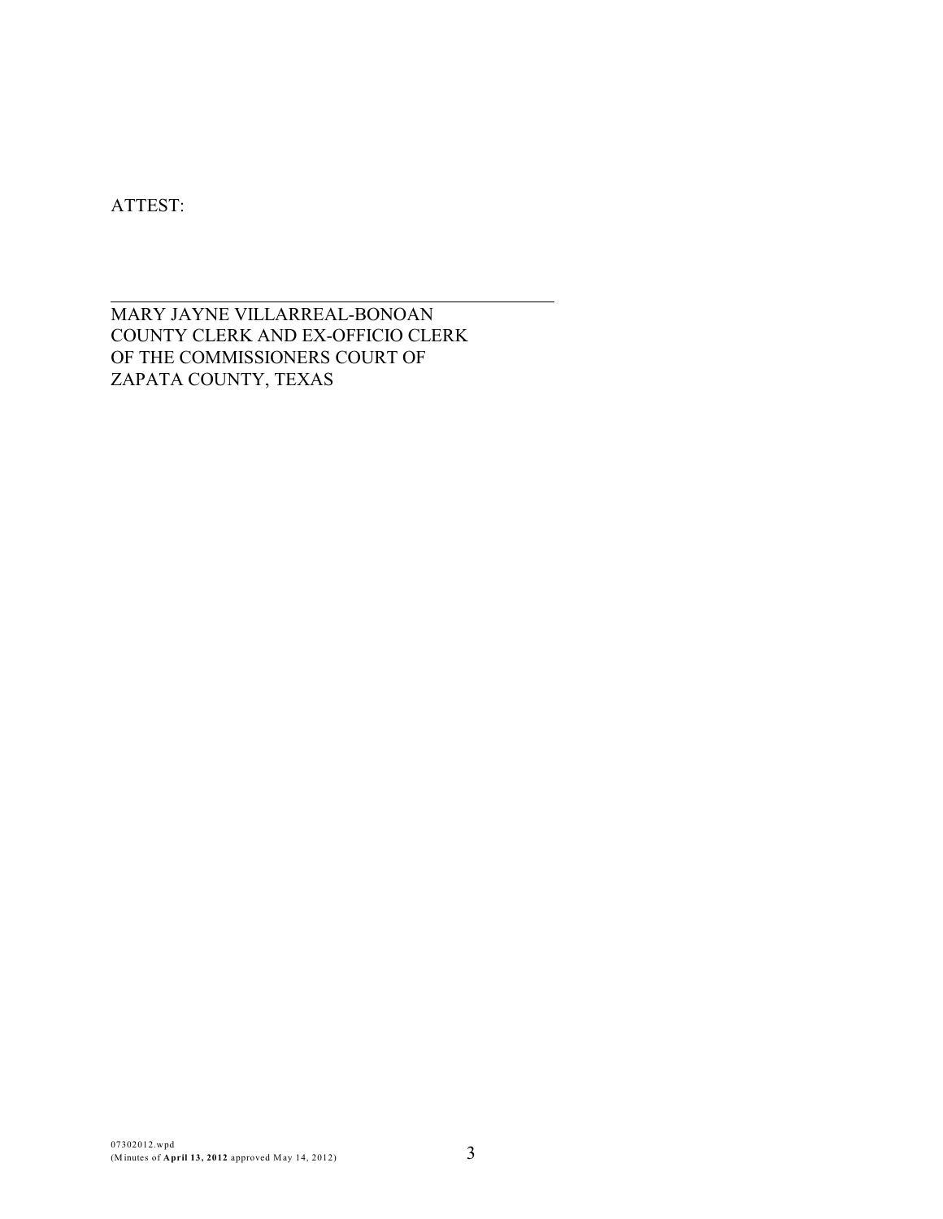ATTEST:

\_\_\_\_\_\_\_\_\_\_\_\_\_\_\_\_\_\_\_\_\_\_\_\_\_\_\_\_\_\_\_\_\_\_\_\_\_\_\_\_\_\_\_\_\_\_\_\_

MARY JAYNE VILLARREAL-BONOAN
COUNTY CLERK AND EX-OFFICIO CLERK
OF THE COMMISSIONERS COURT OF
ZAPATA COUNTY, TEXAS

07302012.wpd
(Minutes of **April 13, 2012** approved May 14, 2012)